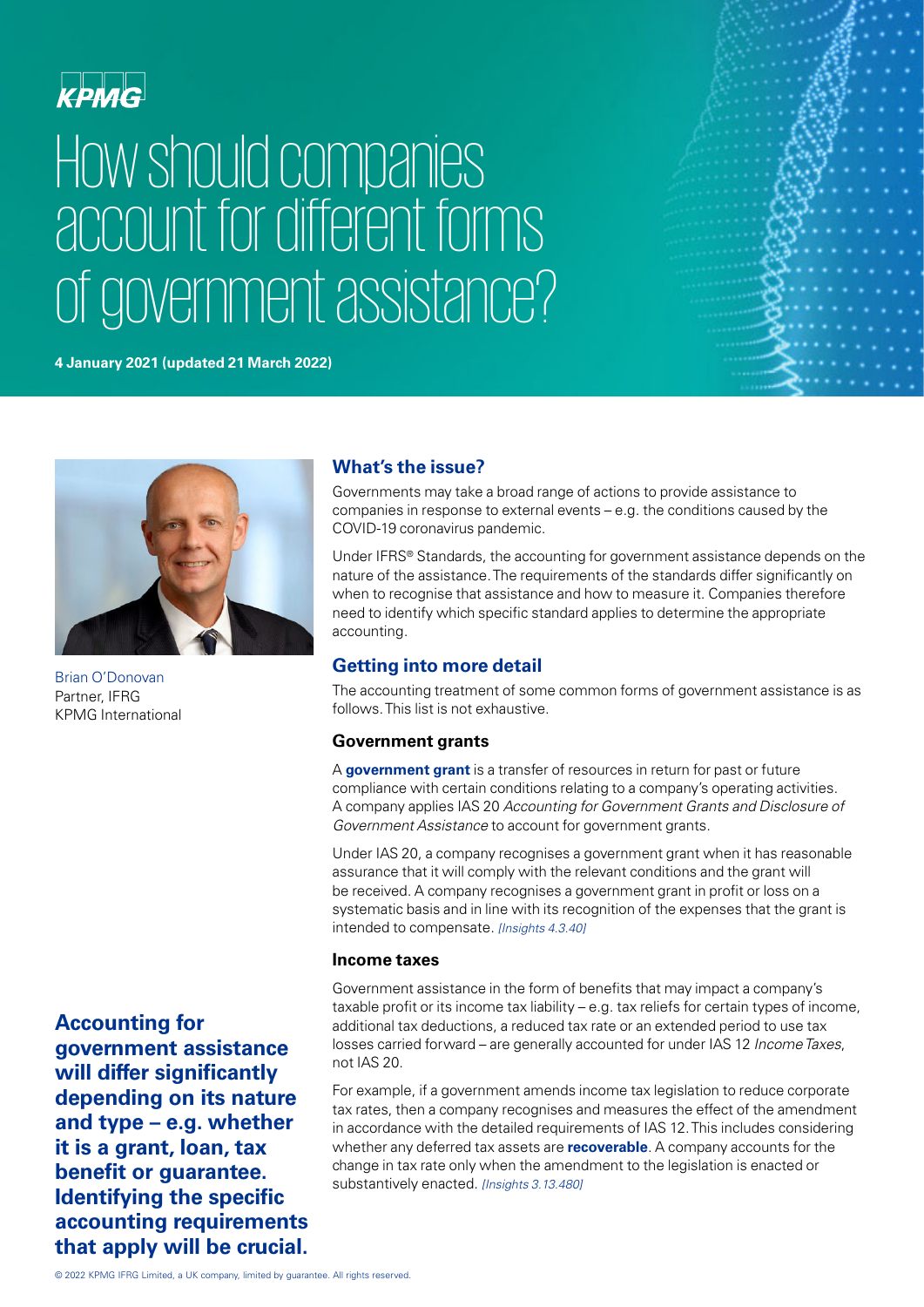KPMG

# How should companies account for different forms of government assistance?

**4 January 2021 (updated 21 March 2022)**

Brian O'Donovan
Partner, IFRG
KPMG International

**Accounting for government assistance will differ significantly depending on its nature and type – e.g. whether it is a grant, loan, tax benefit or guarantee. Identifying the specific accounting requirements that apply will be crucial.**

## What's the issue?

Governments may take a broad range of actions to provide assistance to companies in response to external events – e.g. the conditions caused by the COVID-19 coronavirus pandemic.

Under IFRS® Standards, the accounting for government assistance depends on the nature of the assistance. The requirements of the standards differ significantly on when to recognise that assistance and how to measure it. Companies therefore need to identify which specific standard applies to determine the appropriate accounting.

## Getting into more detail

The accounting treatment of some common forms of government assistance is as follows. This list is not exhaustive.

### Government grants

A **government grant** is a transfer of resources in return for past or future compliance with certain conditions relating to a company's operating activities. A company applies IAS 20 *Accounting for Government Grants and Disclosure of Government Assistance* to account for government grants.

Under IAS 20, a company recognises a government grant when it has reasonable assurance that it will comply with the relevant conditions and the grant will be received. A company recognises a government grant in profit or loss on a systematic basis and in line with its recognition of the expenses that the grant is intended to compensate. *[Insights 4.3.40]*

### Income taxes

Government assistance in the form of benefits that may impact a company's taxable profit or its income tax liability – e.g. tax reliefs for certain types of income, additional tax deductions, a reduced tax rate or an extended period to use tax losses carried forward – are generally accounted for under IAS 12 *Income Taxes*, not IAS 20.

For example, if a government amends income tax legislation to reduce corporate tax rates, then a company recognises and measures the effect of the amendment in accordance with the detailed requirements of IAS 12. This includes considering whether any deferred tax assets are **recoverable**. A company accounts for the change in tax rate only when the amendment to the legislation is enacted or substantively enacted. *[Insights 3.13.480]*

© 2022 KPMG IFRG Limited, a UK company, limited by guarantee. All rights reserved.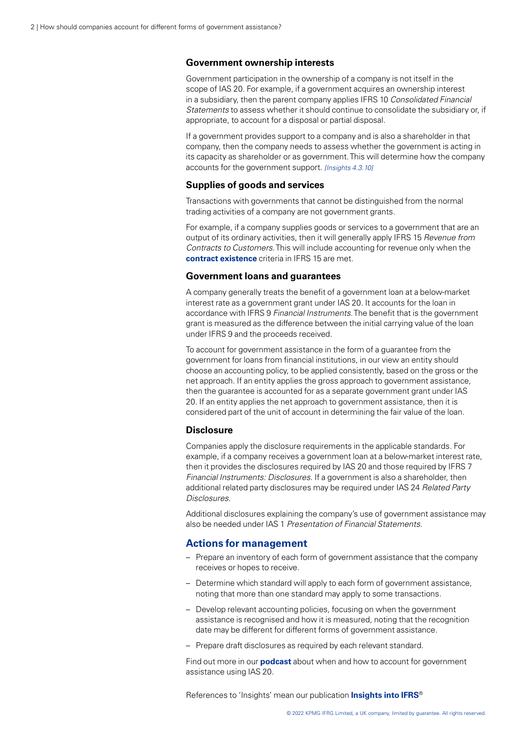### Government ownership interests

Government participation in the ownership of a company is not itself in the scope of IAS 20. For example, if a government acquires an ownership interest in a subsidiary, then the parent company applies IFRS 10 *Consolidated Financial Statements* to assess whether it should continue to consolidate the subsidiary or, if appropriate, to account for a disposal or partial disposal.

If a government provides support to a company and is also a shareholder in that company, then the company needs to assess whether the government is acting in its capacity as shareholder or as government. This will determine how the company accounts for the government support. *[Insights 4.3.10]*

### Supplies of goods and services

Transactions with governments that cannot be distinguished from the normal trading activities of a company are not government grants.

For example, if a company supplies goods or services to a government that are an output of its ordinary activities, then it will generally apply IFRS 15 *Revenue from Contracts to Customers*. This will include accounting for revenue only when the **contract existence** criteria in IFRS 15 are met.

### Government loans and guarantees

A company generally treats the benefit of a government loan at a below-market interest rate as a government grant under IAS 20. It accounts for the loan in accordance with IFRS 9 *Financial Instruments*. The benefit that is the government grant is measured as the difference between the initial carrying value of the loan under IFRS 9 and the proceeds received.

To account for government assistance in the form of a guarantee from the government for loans from financial institutions, in our view an entity should choose an accounting policy, to be applied consistently, based on the gross or the net approach. If an entity applies the gross approach to government assistance, then the guarantee is accounted for as a separate government grant under IAS 20. If an entity applies the net approach to government assistance, then it is considered part of the unit of account in determining the fair value of the loan.

### Disclosure

Companies apply the disclosure requirements in the applicable standards. For example, if a company receives a government loan at a below-market interest rate, then it provides the disclosures required by IAS 20 and those required by IFRS 7 *Financial Instruments: Disclosures*. If a government is also a shareholder, then additional related party disclosures may be required under IAS 24 *Related Party Disclosures*.

Additional disclosures explaining the company's use of government assistance may also be needed under IAS 1 *Presentation of Financial Statements*.

## Actions for management

- Prepare an inventory of each form of government assistance that the company receives or hopes to receive.
- Determine which standard will apply to each form of government assistance, noting that more than one standard may apply to some transactions.
- Develop relevant accounting policies, focusing on when the government assistance is recognised and how it is measured, noting that the recognition date may be different for different forms of government assistance.
- Prepare draft disclosures as required by each relevant standard.

Find out more in our **podcast** about when and how to account for government assistance using IAS 20.

References to 'Insights' mean our publication **Insights into IFRS®**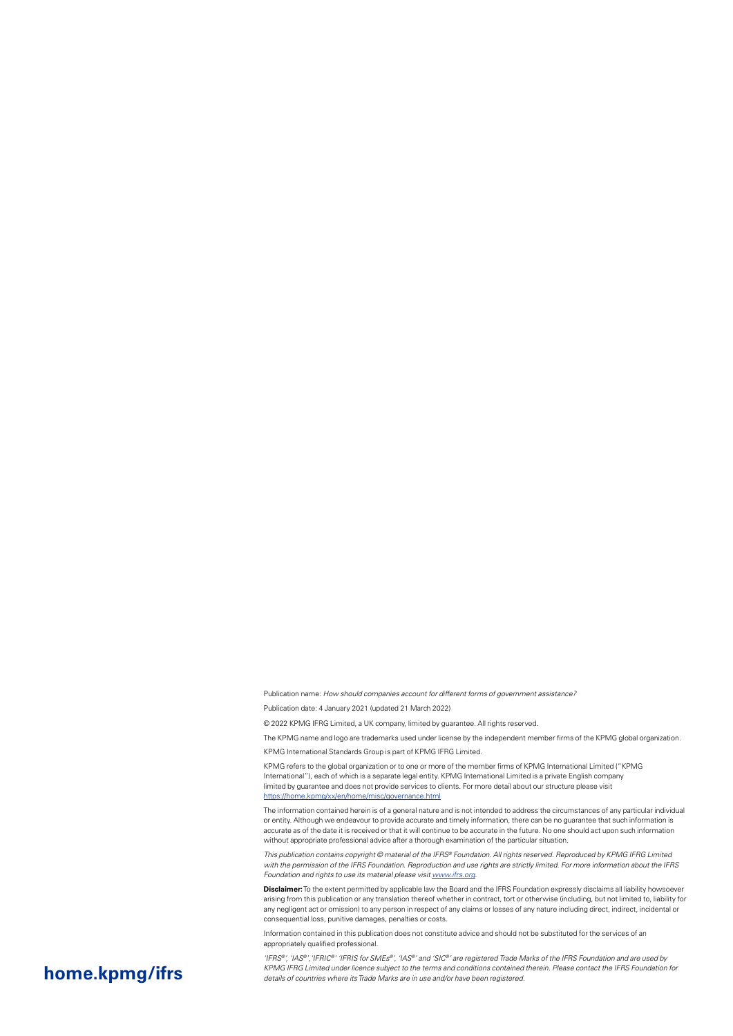**home.kpmg/ifrs**

Publication name: *How should companies account for different forms of government assistance?*

Publication date: 4 January 2021 (updated 21 March 2022)

© 2022 KPMG IFRG Limited, a UK company, limited by guarantee. All rights reserved.

The KPMG name and logo are trademarks used under license by the independent member firms of the KPMG global organization.

KPMG International Standards Group is part of KPMG IFRG Limited.

KPMG refers to the global organization or to one or more of the member firms of KPMG International Limited ("KPMG International"), each of which is a separate legal entity. KPMG International Limited is a private English company limited by guarantee and does not provide services to clients. For more detail about our structure please visit https://home.kpmg/xx/en/home/misc/governance.html

The information contained herein is of a general nature and is not intended to address the circumstances of any particular individual or entity. Although we endeavour to provide accurate and timely information, there can be no guarantee that such information is accurate as of the date it is received or that it will continue to be accurate in the future. No one should act upon such information without appropriate professional advice after a thorough examination of the particular situation.

*This publication contains copyright © material of the IFRS® Foundation. All rights reserved. Reproduced by KPMG IFRG Limited with the permission of the IFRS Foundation. Reproduction and use rights are strictly limited. For more information about the IFRS Foundation and rights to use its material please visit www.ifrs.org.*

**Disclaimer:** To the extent permitted by applicable law the Board and the IFRS Foundation expressly disclaims all liability howsoever arising from this publication or any translation thereof whether in contract, tort or otherwise (including, but not limited to, liability for any negligent act or omission) to any person in respect of any claims or losses of any nature including direct, indirect, incidental or consequential loss, punitive damages, penalties or costs.

Information contained in this publication does not constitute advice and should not be substituted for the services of an appropriately qualified professional.

*'IFRS®', 'IAS®', 'IFRIC®' 'IFRIS for SMEs®', 'IAS®' and 'SIC®' are registered Trade Marks of the IFRS Foundation and are used by KPMG IFRG Limited under licence subject to the terms and conditions contained therein. Please contact the IFRS Foundation for details of countries where its Trade Marks are in use and/or have been registered.*